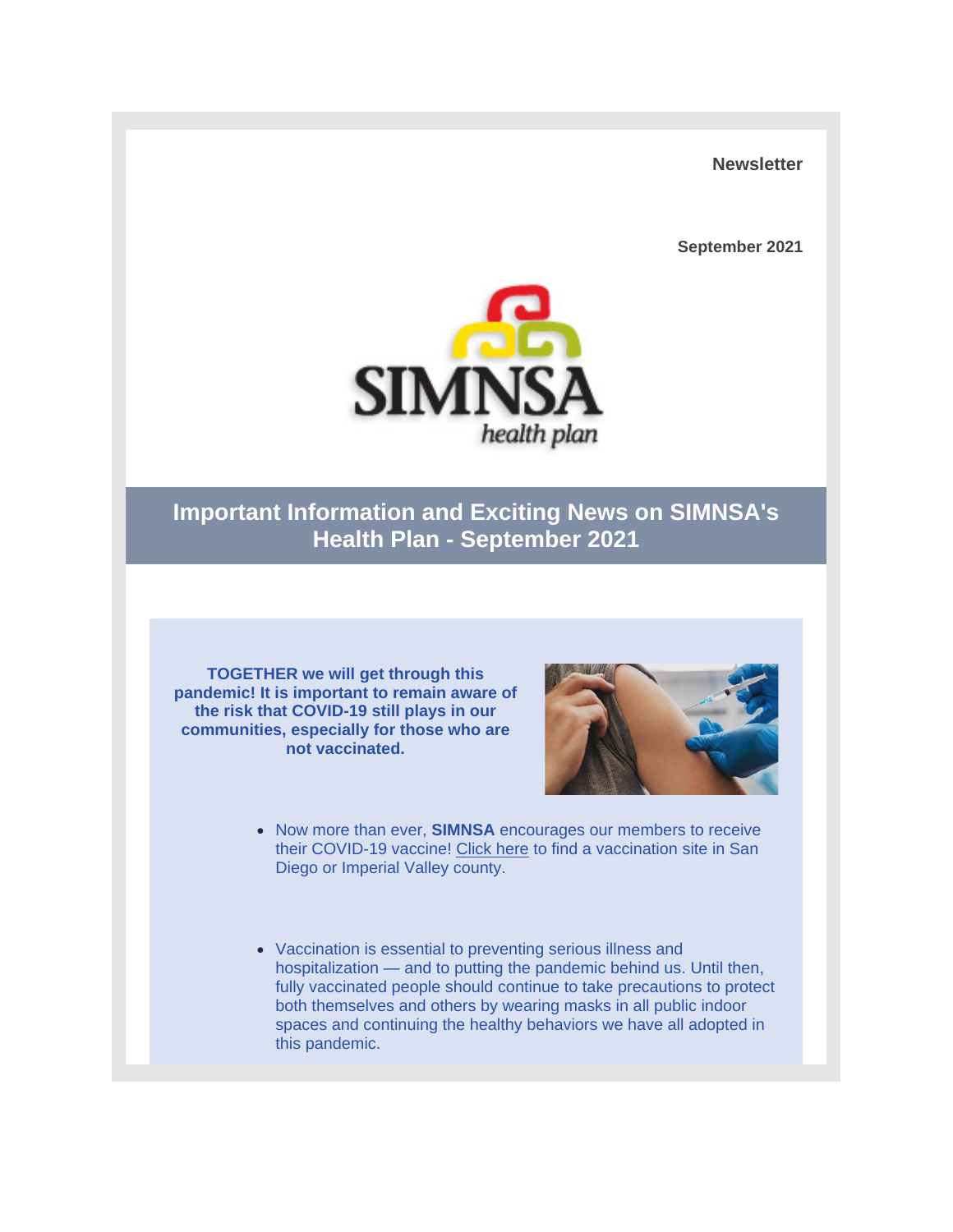**Newsletter**

**September 2021**

SIMNSA health plan

## Important Information and Exciting News on SIMNSA's Health Plan - September 2021

**TOGETHER we will get through this pandemic! It is important to remain aware of the risk that COVID-19 still plays in our communities, especially for those who are not vaccinated.**

- Now more than ever, **SIMNSA** encourages our members to receive their COVID-19 vaccine! Click here to find a vaccination site in San Diego or Imperial Valley county.

- Vaccination is essential to preventing serious illness and hospitalization — and to putting the pandemic behind us. Until then, fully vaccinated people should continue to take precautions to protect both themselves and others by wearing masks in all public indoor spaces and continuing the healthy behaviors we have all adopted in this pandemic.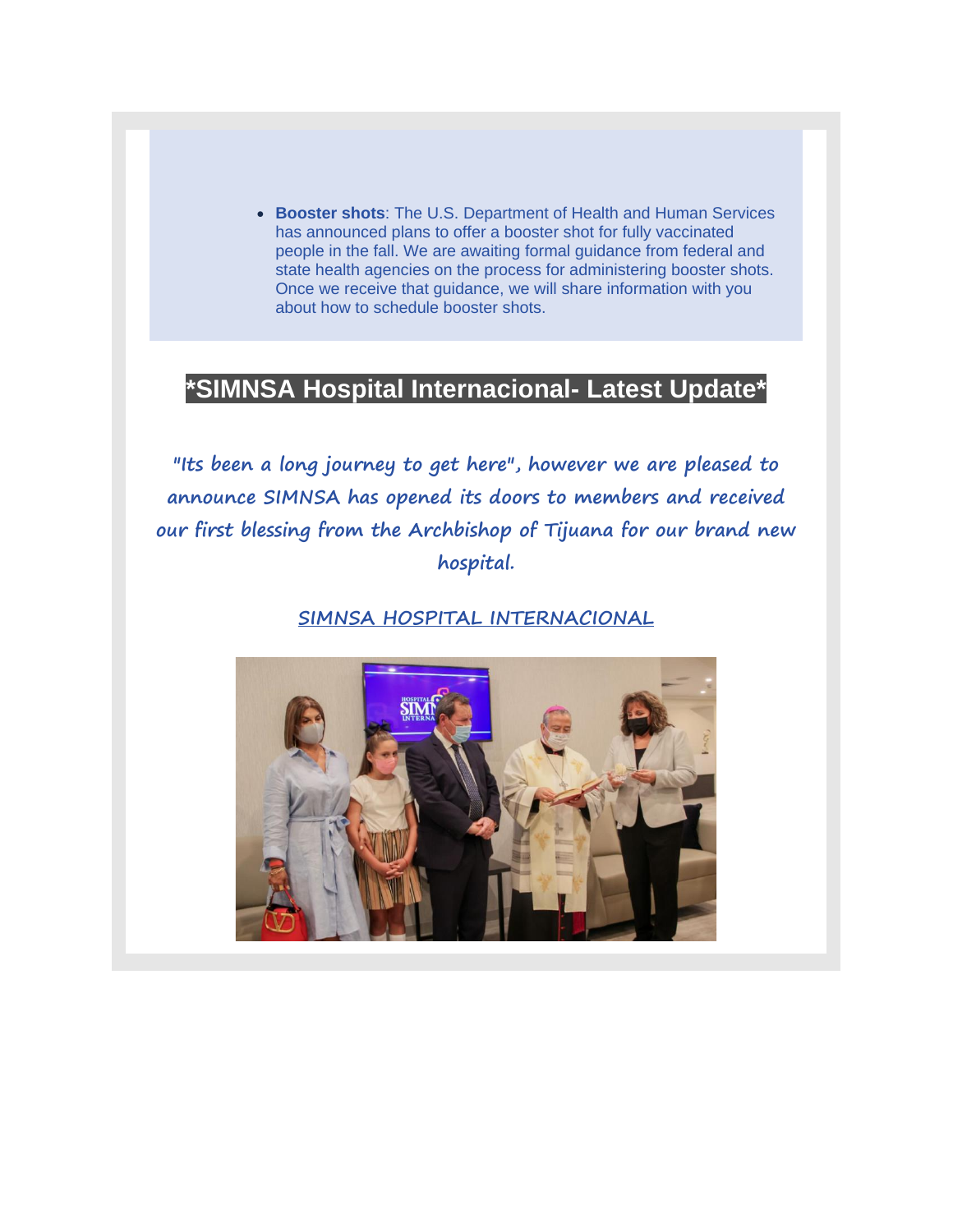- **Booster shots**: The U.S. Department of Health and Human Services has announced plans to offer a booster shot for fully vaccinated people in the fall. We are awaiting formal guidance from federal and state health agencies on the process for administering booster shots. Once we receive that guidance, we will share information with you about how to schedule booster shots.

## *SIMNSA Hospital Internacional- Latest Update*

**"Its been a long journey to get here", however we are pleased to announce SIMNSA has opened its doors to members and received our first blessing from the Archbishop of Tijuana for our brand new hospital.**

SIMNSA HOSPITAL INTERNACIONAL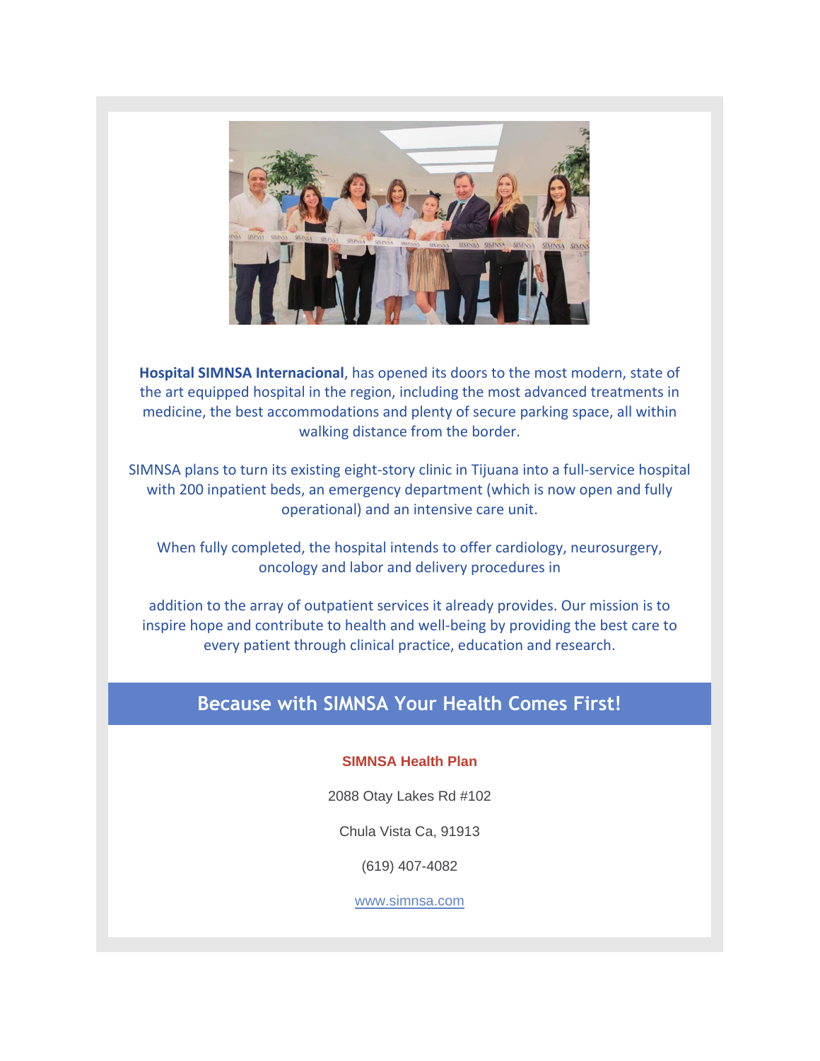**Hospital SIMNSA Internacional**, has opened its doors to the most modern, state of the art equipped hospital in the region, including the most advanced treatments in medicine, the best accommodations and plenty of secure parking space, all within walking distance from the border.

SIMNSA plans to turn its existing eight-story clinic in Tijuana into a full-service hospital with 200 inpatient beds, an emergency department (which is now open and fully operational) and an intensive care unit.

When fully completed, the hospital intends to offer cardiology, neurosurgery, oncology and labor and delivery procedures in

addition to the array of outpatient services it already provides. Our mission is to inspire hope and contribute to health and well-being by providing the best care to every patient through clinical practice, education and research.

## Because with SIMNSA Your Health Comes First!

**SIMNSA Health Plan**

2088 Otay Lakes Rd #102

Chula Vista Ca, 91913

(619) 407-4082

www.simnsa.com